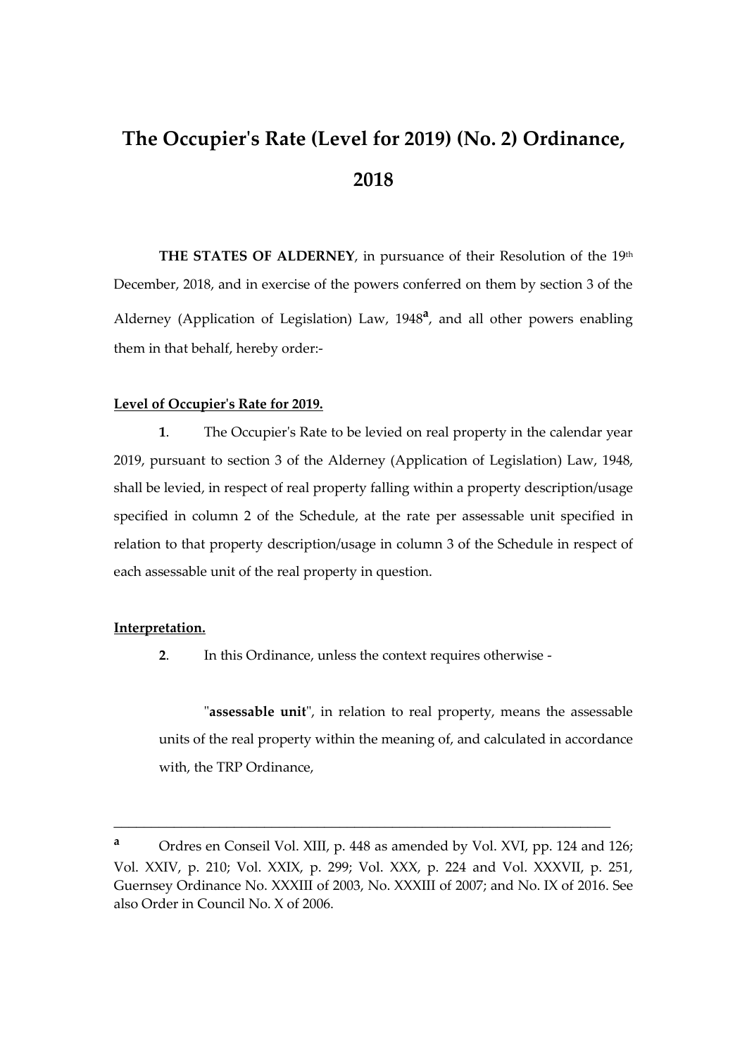# The Occupier's Rate (Level for 2019) (No. 2) Ordinance, 2018

**THE STATES OF ALDERNEY**, in pursuance of their Resolution of the 19th December, 2018, and in exercise of the powers conferred on them by section 3 of the Alderney (Application of Legislation) Law, 1948[a], and all other powers enabling them in that behalf, hereby order:-

**Level of Occupier's Rate for 2019.**

**1**. The Occupier's Rate to be levied on real property in the calendar year 2019, pursuant to section 3 of the Alderney (Application of Legislation) Law, 1948, shall be levied, in respect of real property falling within a property description/usage specified in column 2 of the Schedule, at the rate per assessable unit specified in relation to that property description/usage in column 3 of the Schedule in respect of each assessable unit of the real property in question.

**Interpretation.**

**2**. In this Ordinance, unless the context requires otherwise -

"**assessable unit**", in relation to real property, means the assessable units of the real property within the meaning of, and calculated in accordance with, the TRP Ordinance,

---

[a] Ordres en Conseil Vol. XIII, p. 448 as amended by Vol. XVI, pp. 124 and 126; Vol. XXIV, p. 210; Vol. XXIX, p. 299; Vol. XXX, p. 224 and Vol. XXXVII, p. 251, Guernsey Ordinance No. XXXIII of 2003, No. XXXIII of 2007; and No. IX of 2016. See also Order in Council No. X of 2006.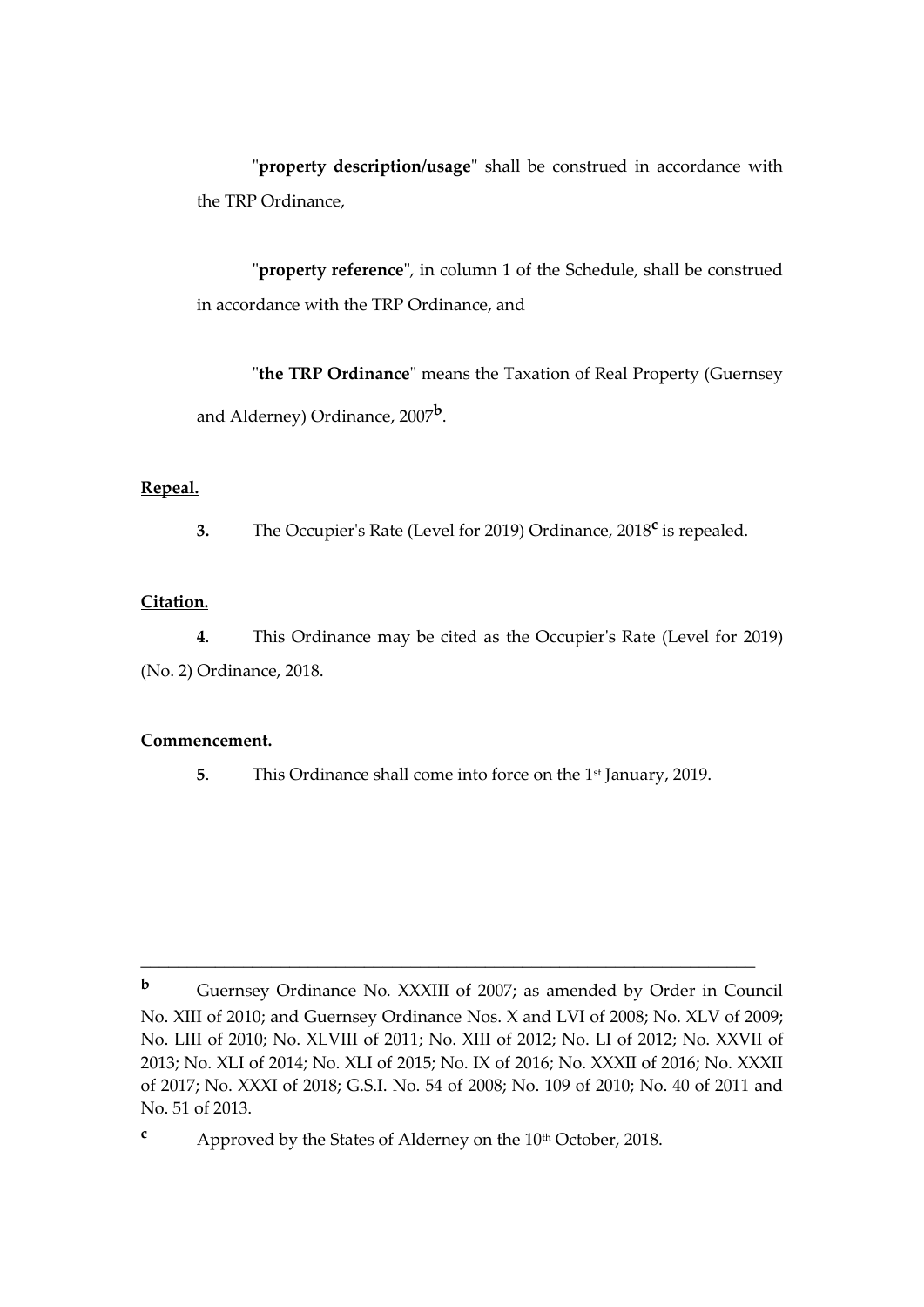"**property description/usage**" shall be construed in accordance with the TRP Ordinance,

"**property reference**", in column 1 of the Schedule, shall be construed in accordance with the TRP Ordinance, and

"**the TRP Ordinance**" means the Taxation of Real Property (Guernsey and Alderney) Ordinance, 2007[b].

**Repeal.**

**3.** The Occupier's Rate (Level for 2019) Ordinance, 2018[c] is repealed.

**Citation.**

**4**. This Ordinance may be cited as the Occupier's Rate (Level for 2019) (No. 2) Ordinance, 2018.

**Commencement.**

**5**. This Ordinance shall come into force on the 1st January, 2019.

---

**b** Guernsey Ordinance No. XXXIII of 2007; as amended by Order in Council No. XIII of 2010; and Guernsey Ordinance Nos. X and LVI of 2008; No. XLV of 2009; No. LIII of 2010; No. XLVIII of 2011; No. XIII of 2012; No. LI of 2012; No. XXVII of 2013; No. XLI of 2014; No. XLI of 2015; No. IX of 2016; No. XXXII of 2016; No. XXXII of 2017; No. XXXI of 2018; G.S.I. No. 54 of 2008; No. 109 of 2010; No. 40 of 2011 and No. 51 of 2013.

**c** Approved by the States of Alderney on the 10th October, 2018.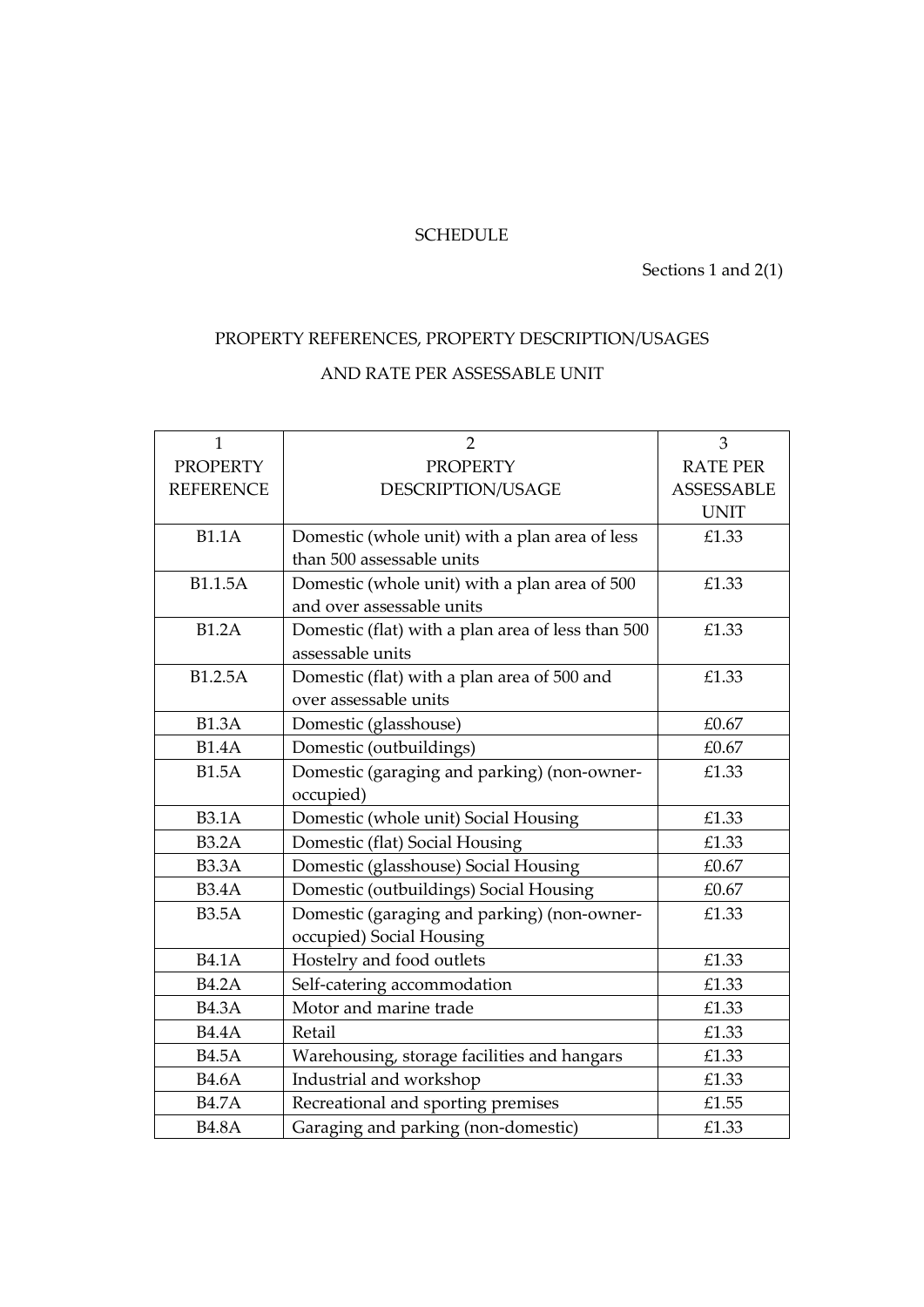SCHEDULE

Sections 1 and 2(1)

PROPERTY REFERENCES, PROPERTY DESCRIPTION/USAGES

AND RATE PER ASSESSABLE UNIT

| 1<br>PROPERTY REFERENCE | 2<br>PROPERTY DESCRIPTION/USAGE | 3<br>RATE PER ASSESSABLE UNIT |
|---|---|---|
| B1.1A | Domestic (whole unit) with a plan area of less than 500 assessable units | £1.33 |
| B1.1.5A | Domestic (whole unit) with a plan area of 500 and over assessable units | £1.33 |
| B1.2A | Domestic (flat) with a plan area of less than 500 assessable units | £1.33 |
| B1.2.5A | Domestic (flat) with a plan area of 500 and over assessable units | £1.33 |
| B1.3A | Domestic (glasshouse) | £0.67 |
| B1.4A | Domestic (outbuildings) | £0.67 |
| B1.5A | Domestic (garaging and parking) (non-owner-occupied) | £1.33 |
| B3.1A | Domestic (whole unit) Social Housing | £1.33 |
| B3.2A | Domestic (flat) Social Housing | £1.33 |
| B3.3A | Domestic (glasshouse) Social Housing | £0.67 |
| B3.4A | Domestic (outbuildings) Social Housing | £0.67 |
| B3.5A | Domestic (garaging and parking) (non-owner-occupied) Social Housing | £1.33 |
| B4.1A | Hostelry and food outlets | £1.33 |
| B4.2A | Self-catering accommodation | £1.33 |
| B4.3A | Motor and marine trade | £1.33 |
| B4.4A | Retail | £1.33 |
| B4.5A | Warehousing, storage facilities and hangars | £1.33 |
| B4.6A | Industrial and workshop | £1.33 |
| B4.7A | Recreational and sporting premises | £1.55 |
| B4.8A | Garaging and parking (non-domestic) | £1.33 |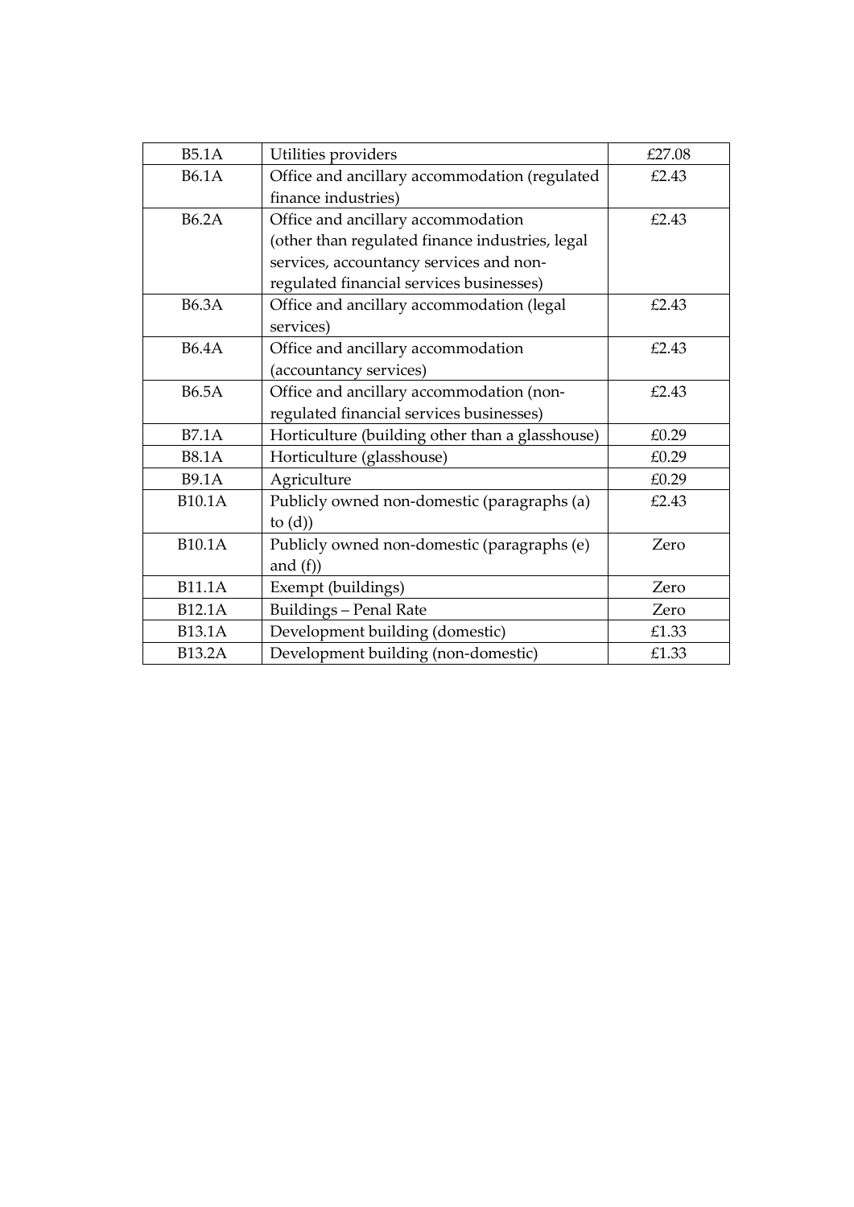| | | |
|---|---|---|
| B5.1A | Utilities providers | £27.08 |
| B6.1A | Office and ancillary accommodation (regulated finance industries) | £2.43 |
| B6.2A | Office and ancillary accommodation (other than regulated finance industries, legal services, accountancy services and non-regulated financial services businesses) | £2.43 |
| B6.3A | Office and ancillary accommodation (legal services) | £2.43 |
| B6.4A | Office and ancillary accommodation (accountancy services) | £2.43 |
| B6.5A | Office and ancillary accommodation (non-regulated financial services businesses) | £2.43 |
| B7.1A | Horticulture (building other than a glasshouse) | £0.29 |
| B8.1A | Horticulture (glasshouse) | £0.29 |
| B9.1A | Agriculture | £0.29 |
| B10.1A | Publicly owned non-domestic (paragraphs (a) to (d)) | £2.43 |
| B10.1A | Publicly owned non-domestic (paragraphs (e) and (f)) | Zero |
| B11.1A | Exempt (buildings) | Zero |
| B12.1A | Buildings – Penal Rate | Zero |
| B13.1A | Development building (domestic) | £1.33 |
| B13.2A | Development building (non-domestic) | £1.33 |